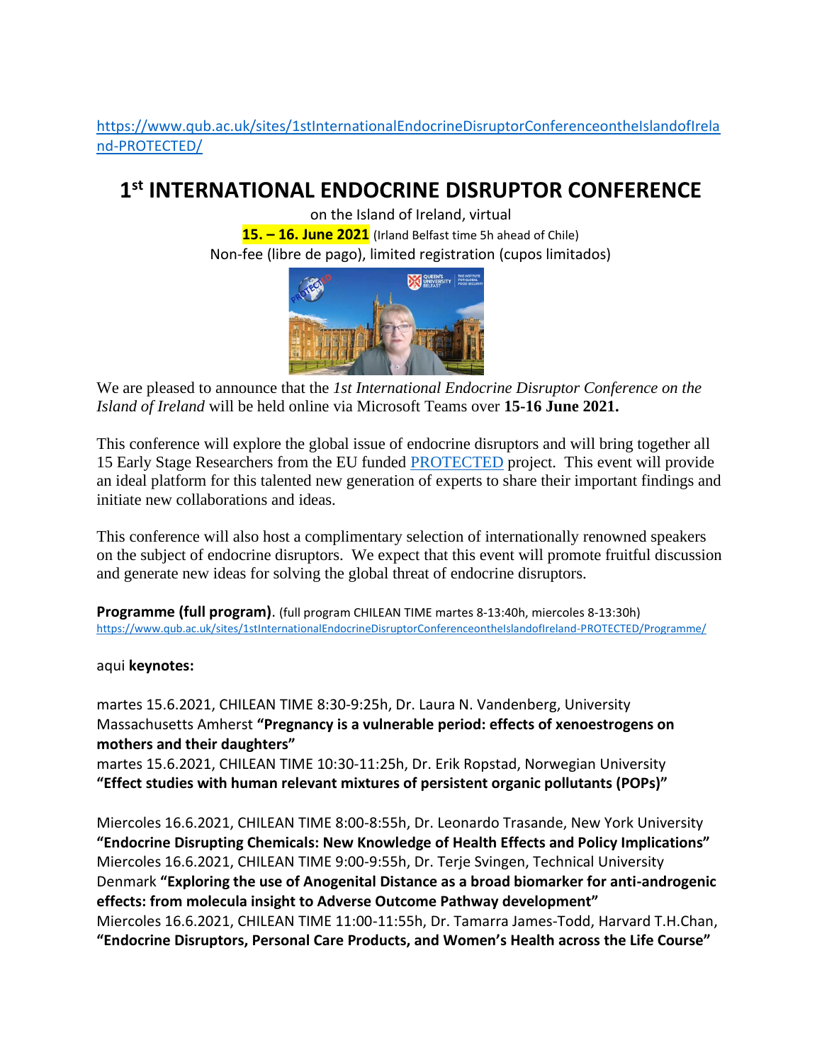https://www.qub.ac.uk/sites/1stInternationalEndocrineDisruptorConferenceontheIslandofIreland-PROTECTED/

# 1st INTERNATIONAL ENDOCRINE DISRUPTOR CONFERENCE

on the Island of Ireland, virtual

**15. – 16. June 2021** (Irland Belfast time 5h ahead of Chile)

Non-fee (libre de pago), limited registration (cupos limitados)

We are pleased to announce that the *1st International Endocrine Disruptor Conference on the Island of Ireland* will be held online via Microsoft Teams over **15-16 June 2021.**

This conference will explore the global issue of endocrine disruptors and will bring together all 15 Early Stage Researchers from the EU funded PROTECTED project. This event will provide an ideal platform for this talented new generation of experts to share their important findings and initiate new collaborations and ideas.

This conference will also host a complimentary selection of internationally renowned speakers on the subject of endocrine disruptors. We expect that this event will promote fruitful discussion and generate new ideas for solving the global threat of endocrine disruptors.

**Programme (full program)**. (full program CHILEAN TIME martes 8-13:40h, miercoles 8-13:30h)
https://www.qub.ac.uk/sites/1stInternationalEndocrineDisruptorConferenceontheIslandofIreland-PROTECTED/Programme/

aqui **keynotes:**

martes 15.6.2021, CHILEAN TIME 8:30-9:25h, Dr. Laura N. Vandenberg, University Massachusetts Amherst **"Pregnancy is a vulnerable period: effects of xenoestrogens on mothers and their daughters"**
martes 15.6.2021, CHILEAN TIME 10:30-11:25h, Dr. Erik Ropstad, Norwegian University **"Effect studies with human relevant mixtures of persistent organic pollutants (POPs)"**

Miercoles 16.6.2021, CHILEAN TIME 8:00-8:55h, Dr. Leonardo Trasande, New York University **"Endocrine Disrupting Chemicals: New Knowledge of Health Effects and Policy Implications"**
Miercoles 16.6.2021, CHILEAN TIME 9:00-9:55h, Dr. Terje Svingen, Technical University Denmark **"Exploring the use of Anogenital Distance as a broad biomarker for anti-androgenic effects: from molecula insight to Adverse Outcome Pathway development"**
Miercoles 16.6.2021, CHILEAN TIME 11:00-11:55h, Dr. Tamarra James-Todd, Harvard T.H.Chan, **"Endocrine Disruptors, Personal Care Products, and Women's Health across the Life Course"**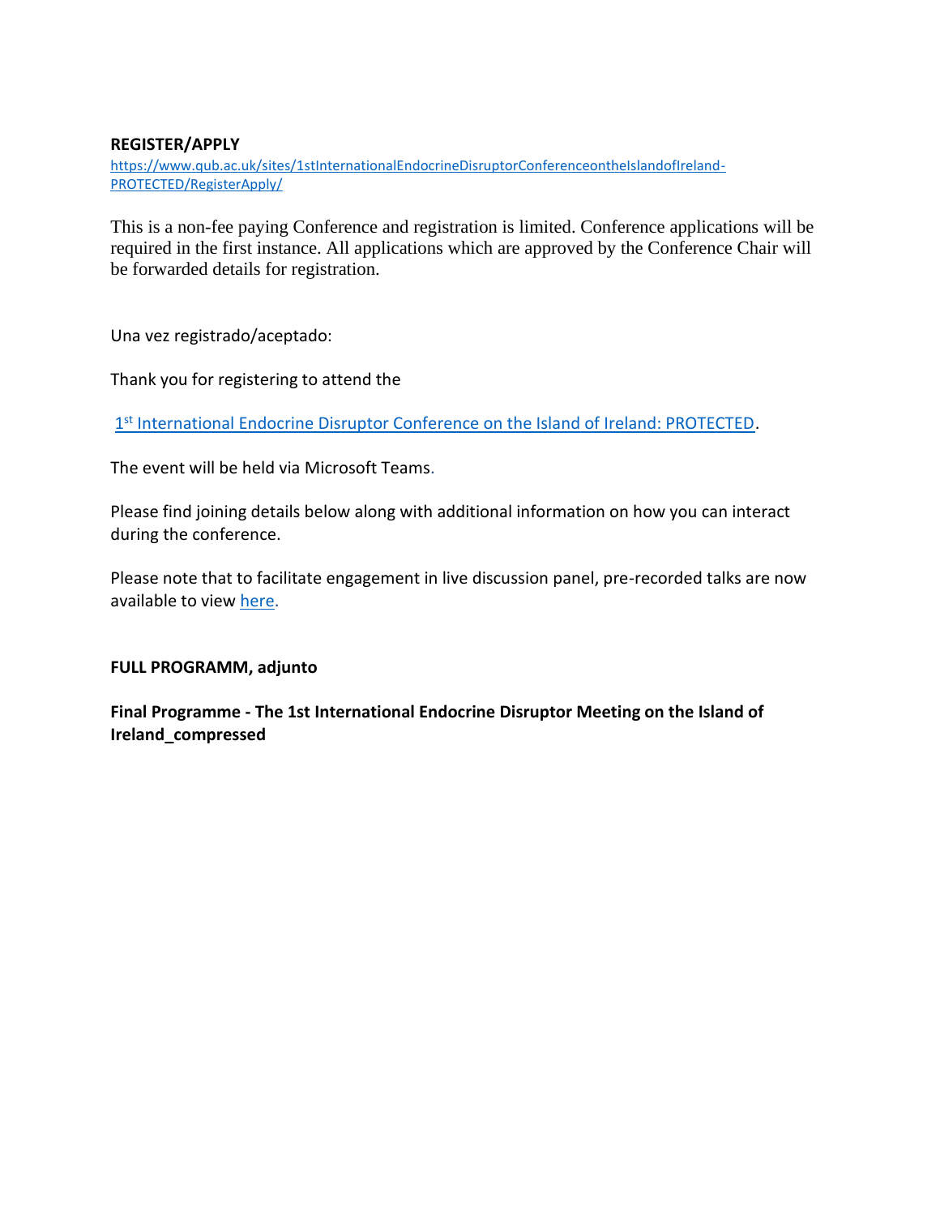**REGISTER/APPLY**

https://www.qub.ac.uk/sites/1stInternationalEndocrineDisruptorConferenceontheIslandofIreland-PROTECTED/RegisterApply/

This is a non-fee paying Conference and registration is limited. Conference applications will be required in the first instance. All applications which are approved by the Conference Chair will be forwarded details for registration.

Una vez registrado/aceptado:

Thank you for registering to attend the

1st International Endocrine Disruptor Conference on the Island of Ireland: PROTECTED.

The event will be held via Microsoft Teams.

Please find joining details below along with additional information on how you can interact during the conference.

Please note that to facilitate engagement in live discussion panel, pre-recorded talks are now available to view here.

**FULL PROGRAMM, adjunto**

**Final Programme - The 1st International Endocrine Disruptor Meeting on the Island of Ireland_compressed**